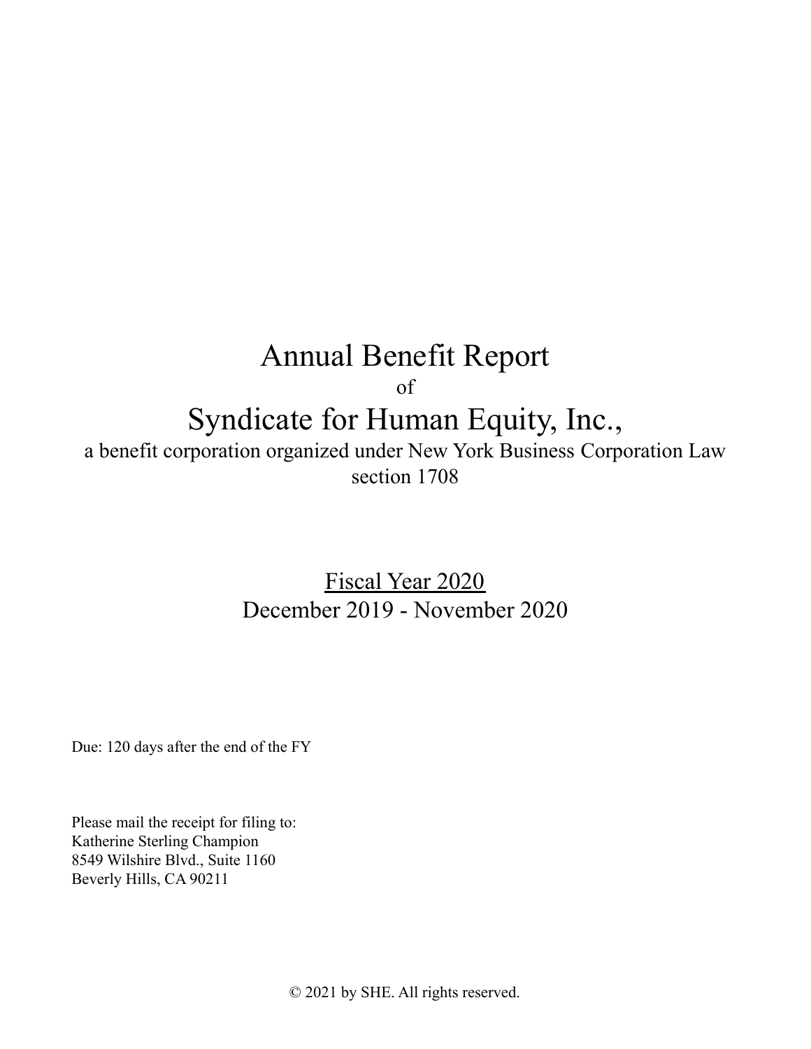# Annual Benefit Report

of

# Syndicate for Human Equity, Inc.,

a benefit corporation organized under New York Business Corporation Law section 1708

<u>Fiscal Year 2020</u>

December 2019 - November 2020

Due: 120 days after the end of the FY

Please mail the receipt for filing to:
Katherine Sterling Champion
8549 Wilshire Blvd., Suite 1160
Beverly Hills, CA 90211

© 2021 by SHE. All rights reserved.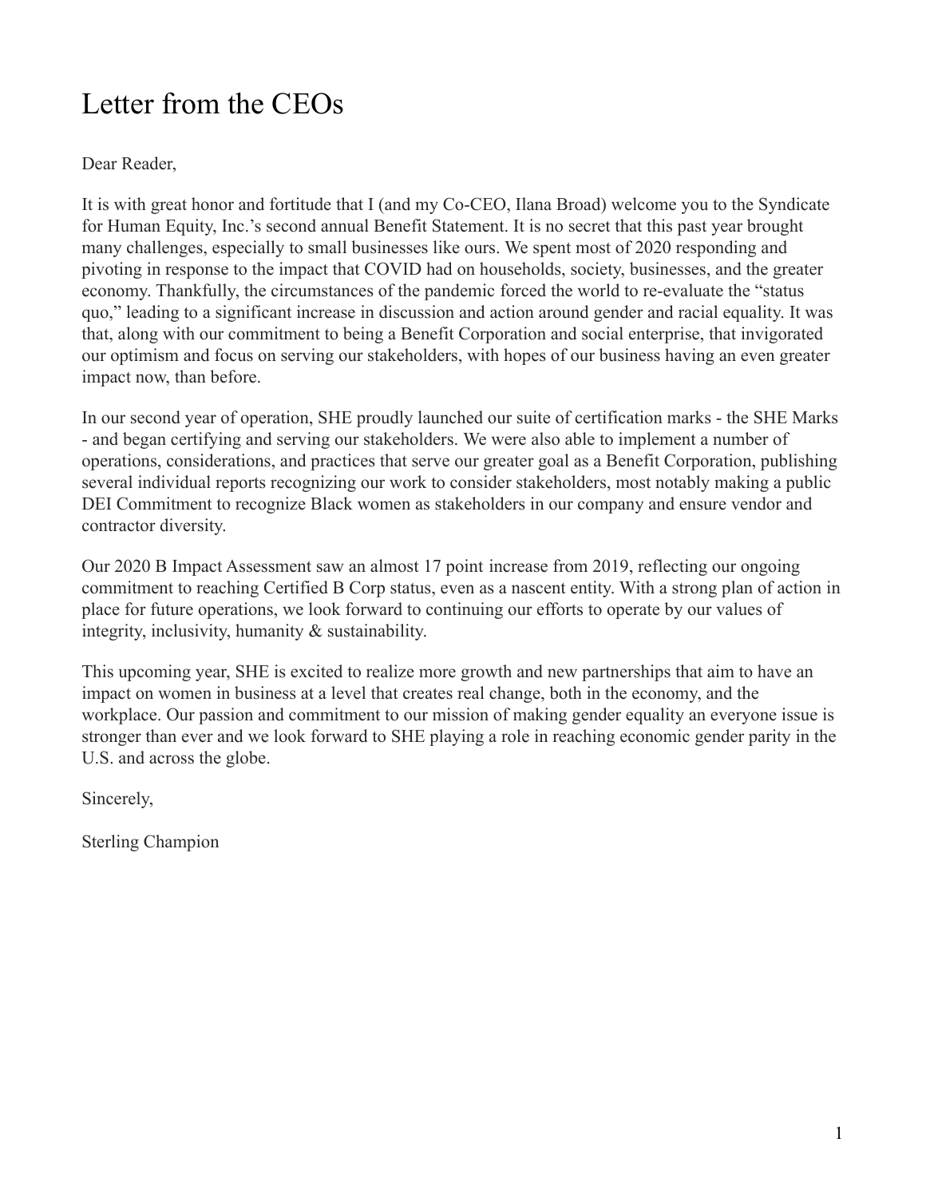# Letter from the CEOs

Dear Reader,

It is with great honor and fortitude that I (and my Co-CEO, Ilana Broad) welcome you to the Syndicate for Human Equity, Inc.'s second annual Benefit Statement. It is no secret that this past year brought many challenges, especially to small businesses like ours. We spent most of 2020 responding and pivoting in response to the impact that COVID had on households, society, businesses, and the greater economy. Thankfully, the circumstances of the pandemic forced the world to re-evaluate the "status quo," leading to a significant increase in discussion and action around gender and racial equality. It was that, along with our commitment to being a Benefit Corporation and social enterprise, that invigorated our optimism and focus on serving our stakeholders, with hopes of our business having an even greater impact now, than before.

In our second year of operation, SHE proudly launched our suite of certification marks - the SHE Marks - and began certifying and serving our stakeholders. We were also able to implement a number of operations, considerations, and practices that serve our greater goal as a Benefit Corporation, publishing several individual reports recognizing our work to consider stakeholders, most notably making a public DEI Commitment to recognize Black women as stakeholders in our company and ensure vendor and contractor diversity.

Our 2020 B Impact Assessment saw an almost 17 point increase from 2019, reflecting our ongoing commitment to reaching Certified B Corp status, even as a nascent entity. With a strong plan of action in place for future operations, we look forward to continuing our efforts to operate by our values of integrity, inclusivity, humanity & sustainability.

This upcoming year, SHE is excited to realize more growth and new partnerships that aim to have an impact on women in business at a level that creates real change, both in the economy, and the workplace. Our passion and commitment to our mission of making gender equality an everyone issue is stronger than ever and we look forward to SHE playing a role in reaching economic gender parity in the U.S. and across the globe.

Sincerely,

Sterling Champion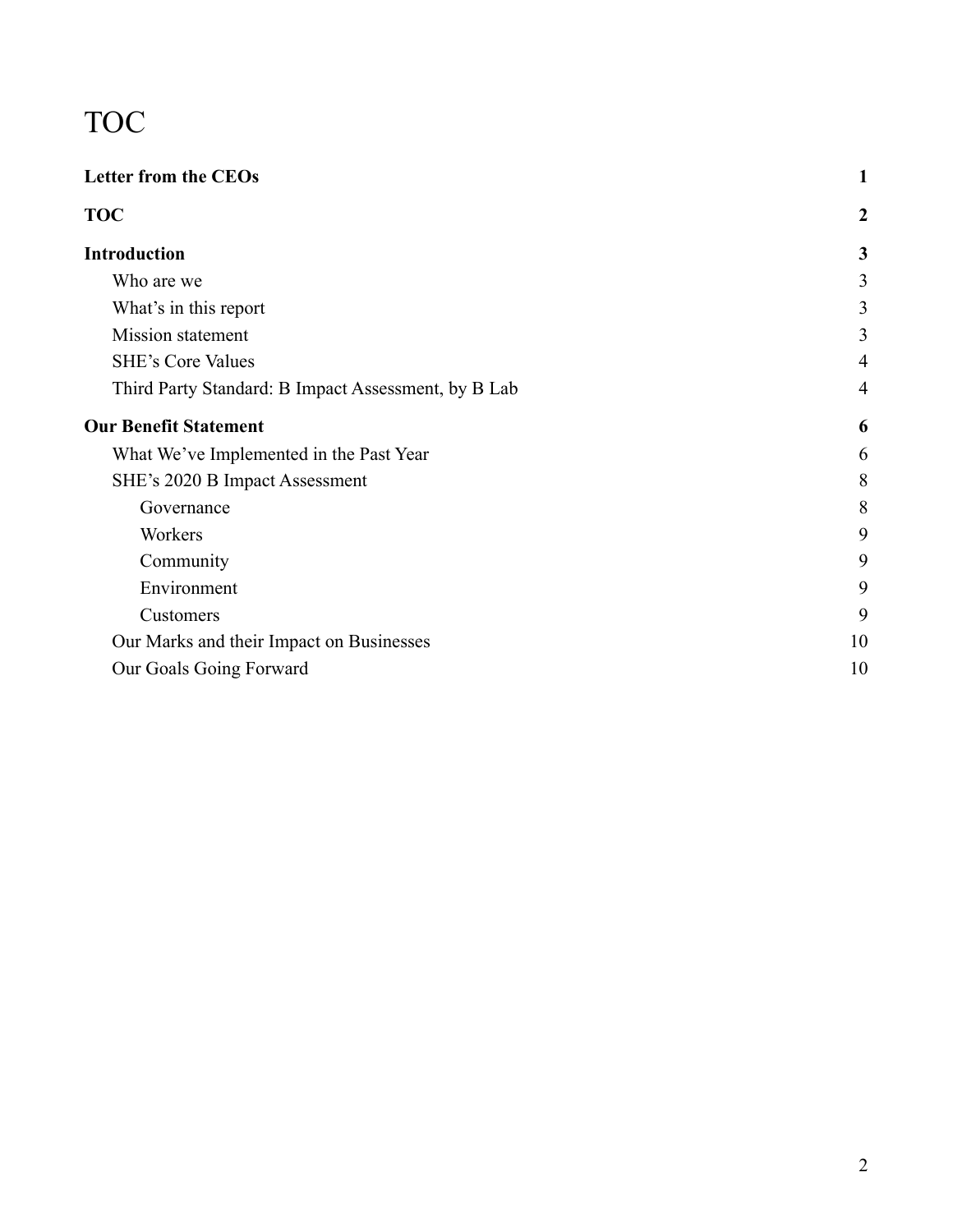# TOC

| | |
|---|---|
| **Letter from the CEOs** | **1** |
| **TOC** | **2** |
| **Introduction** | **3** |
| Who are we | 3 |
| What's in this report | 3 |
| Mission statement | 3 |
| SHE's Core Values | 4 |
| Third Party Standard: B Impact Assessment, by B Lab | 4 |
| **Our Benefit Statement** | **6** |
| What We've Implemented in the Past Year | 6 |
| SHE's 2020 B Impact Assessment | 8 |
| Governance | 8 |
| Workers | 9 |
| Community | 9 |
| Environment | 9 |
| Customers | 9 |
| Our Marks and their Impact on Businesses | 10 |
| Our Goals Going Forward | 10 |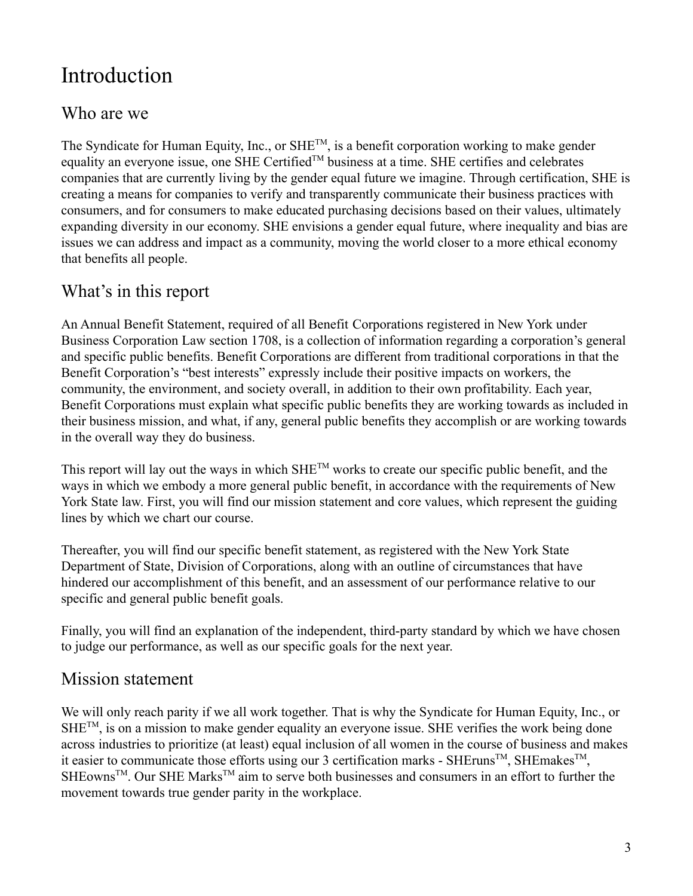# Introduction

## Who are we

The Syndicate for Human Equity, Inc., or SHE™, is a benefit corporation working to make gender equality an everyone issue, one SHE Certified™ business at a time. SHE certifies and celebrates companies that are currently living by the gender equal future we imagine. Through certification, SHE is creating a means for companies to verify and transparently communicate their business practices with consumers, and for consumers to make educated purchasing decisions based on their values, ultimately expanding diversity in our economy. SHE envisions a gender equal future, where inequality and bias are issues we can address and impact as a community, moving the world closer to a more ethical economy that benefits all people.

## What's in this report

An Annual Benefit Statement, required of all Benefit Corporations registered in New York under Business Corporation Law section 1708, is a collection of information regarding a corporation's general and specific public benefits. Benefit Corporations are different from traditional corporations in that the Benefit Corporation's "best interests" expressly include their positive impacts on workers, the community, the environment, and society overall, in addition to their own profitability. Each year, Benefit Corporations must explain what specific public benefits they are working towards as included in their business mission, and what, if any, general public benefits they accomplish or are working towards in the overall way they do business.

This report will lay out the ways in which SHE™ works to create our specific public benefit, and the ways in which we embody a more general public benefit, in accordance with the requirements of New York State law. First, you will find our mission statement and core values, which represent the guiding lines by which we chart our course.

Thereafter, you will find our specific benefit statement, as registered with the New York State Department of State, Division of Corporations, along with an outline of circumstances that have hindered our accomplishment of this benefit, and an assessment of our performance relative to our specific and general public benefit goals.

Finally, you will find an explanation of the independent, third-party standard by which we have chosen to judge our performance, as well as our specific goals for the next year.

## Mission statement

We will only reach parity if we all work together. That is why the Syndicate for Human Equity, Inc., or SHE™, is on a mission to make gender equality an everyone issue. SHE verifies the work being done across industries to prioritize (at least) equal inclusion of all women in the course of business and makes it easier to communicate those efforts using our 3 certification marks - SHEruns™, SHEmakes™, SHEowns™. Our SHE Marks™ aim to serve both businesses and consumers in an effort to further the movement towards true gender parity in the workplace.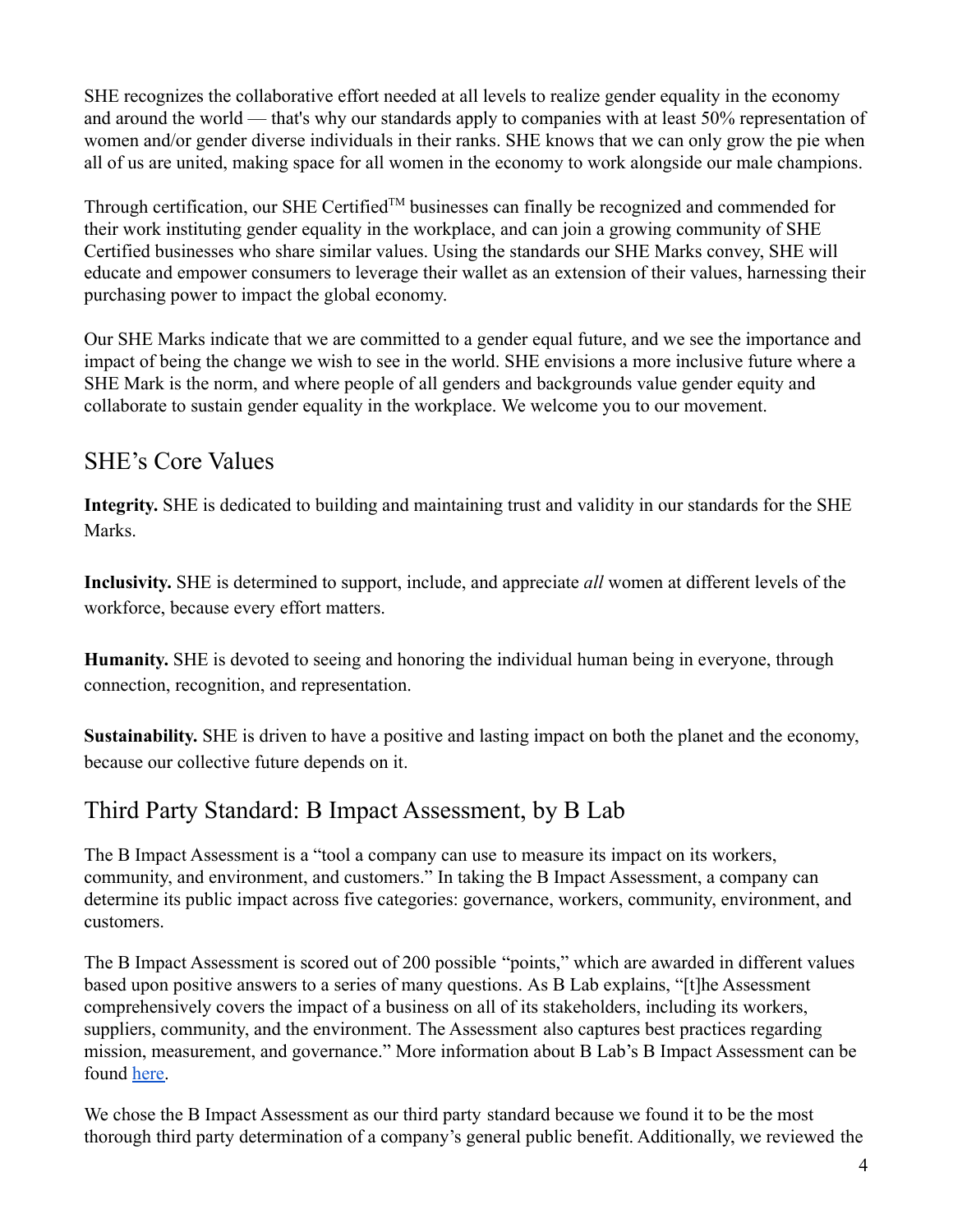SHE recognizes the collaborative effort needed at all levels to realize gender equality in the economy and around the world — that's why our standards apply to companies with at least 50% representation of women and/or gender diverse individuals in their ranks. SHE knows that we can only grow the pie when all of us are united, making space for all women in the economy to work alongside our male champions.

Through certification, our SHE Certified™ businesses can finally be recognized and commended for their work instituting gender equality in the workplace, and can join a growing community of SHE Certified businesses who share similar values. Using the standards our SHE Marks convey, SHE will educate and empower consumers to leverage their wallet as an extension of their values, harnessing their purchasing power to impact the global economy.

Our SHE Marks indicate that we are committed to a gender equal future, and we see the importance and impact of being the change we wish to see in the world. SHE envisions a more inclusive future where a SHE Mark is the norm, and where people of all genders and backgrounds value gender equity and collaborate to sustain gender equality in the workplace. We welcome you to our movement.

## SHE's Core Values

**Integrity.** SHE is dedicated to building and maintaining trust and validity in our standards for the SHE Marks.

**Inclusivity.** SHE is determined to support, include, and appreciate *all* women at different levels of the workforce, because every effort matters.

**Humanity.** SHE is devoted to seeing and honoring the individual human being in everyone, through connection, recognition, and representation.

**Sustainability.** SHE is driven to have a positive and lasting impact on both the planet and the economy, because our collective future depends on it.

## Third Party Standard: B Impact Assessment, by B Lab

The B Impact Assessment is a "tool a company can use to measure its impact on its workers, community, and environment, and customers." In taking the B Impact Assessment, a company can determine its public impact across five categories: governance, workers, community, environment, and customers.

The B Impact Assessment is scored out of 200 possible "points," which are awarded in different values based upon positive answers to a series of many questions. As B Lab explains, "[t]he Assessment comprehensively covers the impact of a business on all of its stakeholders, including its workers, suppliers, community, and the environment. The Assessment also captures best practices regarding mission, measurement, and governance." More information about B Lab's B Impact Assessment can be found here.

We chose the B Impact Assessment as our third party standard because we found it to be the most thorough third party determination of a company's general public benefit. Additionally, we reviewed the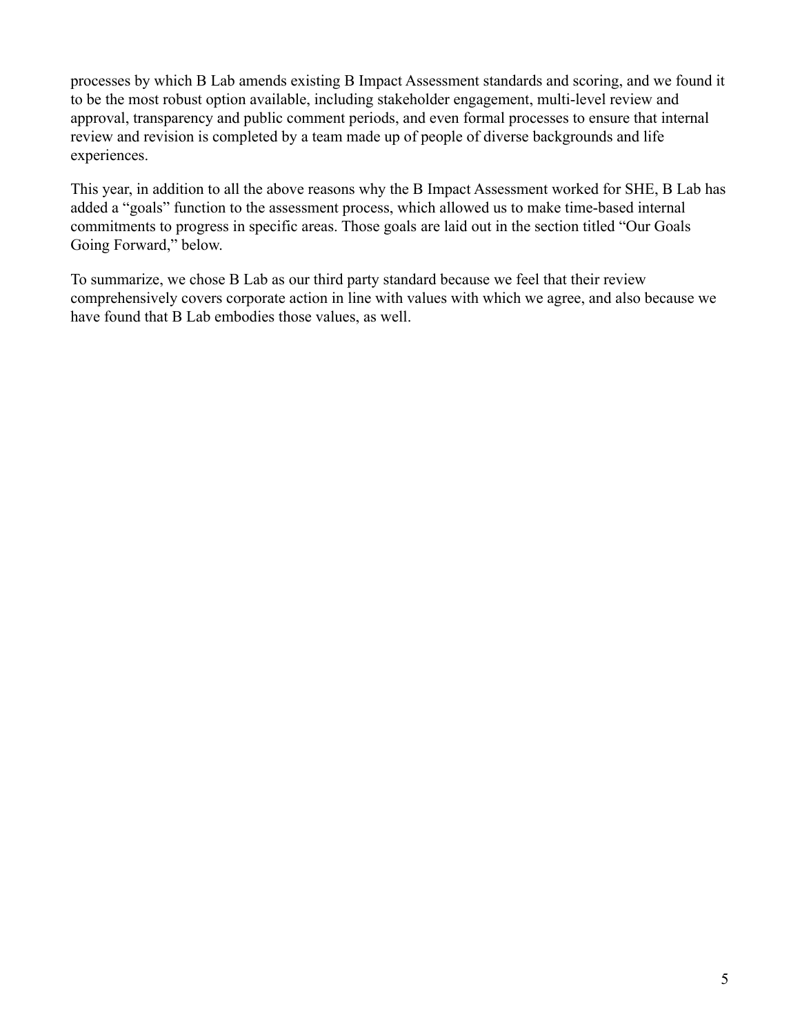processes by which B Lab amends existing B Impact Assessment standards and scoring, and we found it to be the most robust option available, including stakeholder engagement, multi-level review and approval, transparency and public comment periods, and even formal processes to ensure that internal review and revision is completed by a team made up of people of diverse backgrounds and life experiences.

This year, in addition to all the above reasons why the B Impact Assessment worked for SHE, B Lab has added a "goals" function to the assessment process, which allowed us to make time-based internal commitments to progress in specific areas. Those goals are laid out in the section titled "Our Goals Going Forward," below.

To summarize, we chose B Lab as our third party standard because we feel that their review comprehensively covers corporate action in line with values with which we agree, and also because we have found that B Lab embodies those values, as well.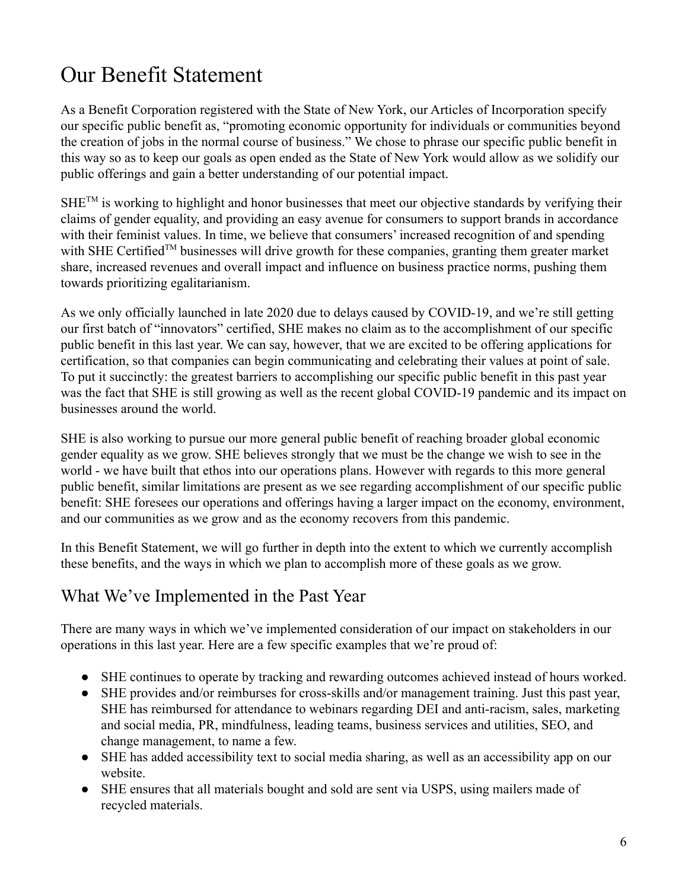# Our Benefit Statement

As a Benefit Corporation registered with the State of New York, our Articles of Incorporation specify our specific public benefit as, "promoting economic opportunity for individuals or communities beyond the creation of jobs in the normal course of business." We chose to phrase our specific public benefit in this way so as to keep our goals as open ended as the State of New York would allow as we solidify our public offerings and gain a better understanding of our potential impact.

SHE™ is working to highlight and honor businesses that meet our objective standards by verifying their claims of gender equality, and providing an easy avenue for consumers to support brands in accordance with their feminist values. In time, we believe that consumers' increased recognition of and spending with SHE Certified™ businesses will drive growth for these companies, granting them greater market share, increased revenues and overall impact and influence on business practice norms, pushing them towards prioritizing egalitarianism.

As we only officially launched in late 2020 due to delays caused by COVID-19, and we're still getting our first batch of "innovators" certified, SHE makes no claim as to the accomplishment of our specific public benefit in this last year. We can say, however, that we are excited to be offering applications for certification, so that companies can begin communicating and celebrating their values at point of sale. To put it succinctly: the greatest barriers to accomplishing our specific public benefit in this past year was the fact that SHE is still growing as well as the recent global COVID-19 pandemic and its impact on businesses around the world.

SHE is also working to pursue our more general public benefit of reaching broader global economic gender equality as we grow. SHE believes strongly that we must be the change we wish to see in the world - we have built that ethos into our operations plans. However with regards to this more general public benefit, similar limitations are present as we see regarding accomplishment of our specific public benefit: SHE foresees our operations and offerings having a larger impact on the economy, environment, and our communities as we grow and as the economy recovers from this pandemic.

In this Benefit Statement, we will go further in depth into the extent to which we currently accomplish these benefits, and the ways in which we plan to accomplish more of these goals as we grow.

## What We've Implemented in the Past Year

There are many ways in which we've implemented consideration of our impact on stakeholders in our operations in this last year. Here are a few specific examples that we're proud of:

- SHE continues to operate by tracking and rewarding outcomes achieved instead of hours worked.
- SHE provides and/or reimburses for cross-skills and/or management training. Just this past year, SHE has reimbursed for attendance to webinars regarding DEI and anti-racism, sales, marketing and social media, PR, mindfulness, leading teams, business services and utilities, SEO, and change management, to name a few.
- SHE has added accessibility text to social media sharing, as well as an accessibility app on our website.
- SHE ensures that all materials bought and sold are sent via USPS, using mailers made of recycled materials.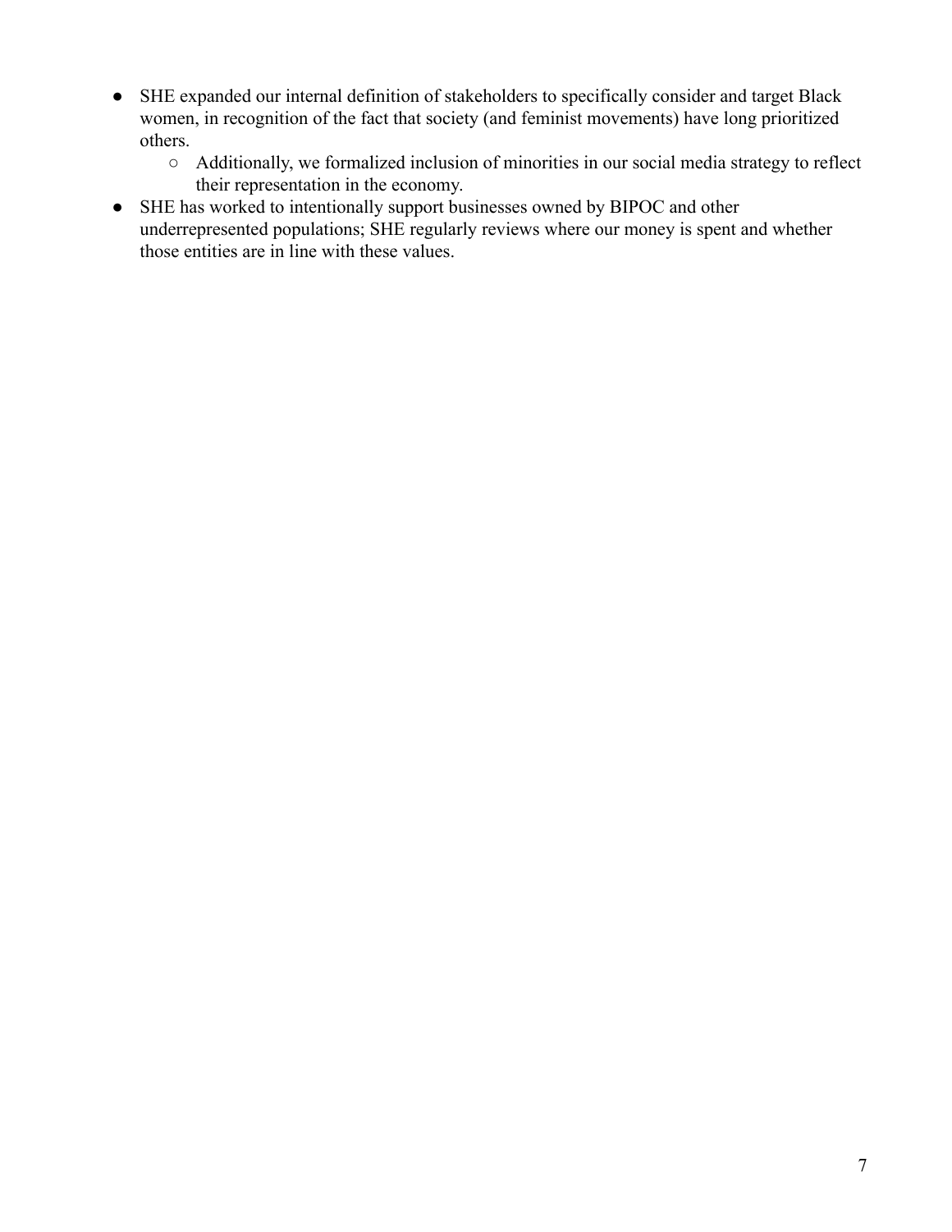- SHE expanded our internal definition of stakeholders to specifically consider and target Black women, in recognition of the fact that society (and feminist movements) have long prioritized others.
  - Additionally, we formalized inclusion of minorities in our social media strategy to reflect their representation in the economy.
- SHE has worked to intentionally support businesses owned by BIPOC and other underrepresented populations; SHE regularly reviews where our money is spent and whether those entities are in line with these values.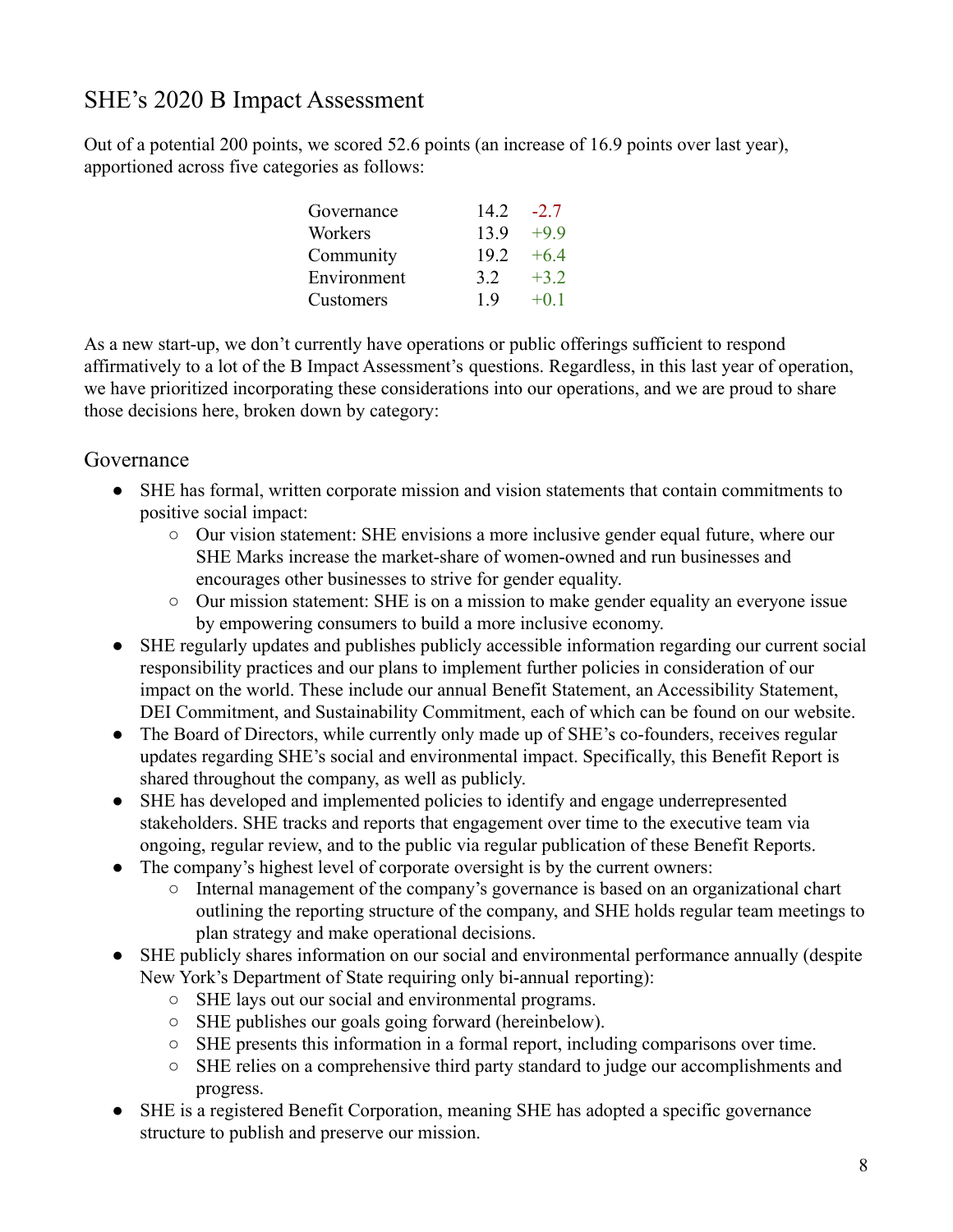## SHE's 2020 B Impact Assessment

Out of a potential 200 points, we scored 52.6 points (an increase of 16.9 points over last year), apportioned across five categories as follows:

| | | |
|---|---|---|
| Governance | 14.2 | -2.7 |
| Workers | 13.9 | +9.9 |
| Community | 19.2 | +6.4 |
| Environment | 3.2 | +3.2 |
| Customers | 1.9 | +0.1 |

As a new start-up, we don't currently have operations or public offerings sufficient to respond affirmatively to a lot of the B Impact Assessment's questions. Regardless, in this last year of operation, we have prioritized incorporating these considerations into our operations, and we are proud to share those decisions here, broken down by category:

### Governance

- SHE has formal, written corporate mission and vision statements that contain commitments to positive social impact:
  - Our vision statement: SHE envisions a more inclusive gender equal future, where our SHE Marks increase the market-share of women-owned and run businesses and encourages other businesses to strive for gender equality.
  - Our mission statement: SHE is on a mission to make gender equality an everyone issue by empowering consumers to build a more inclusive economy.
- SHE regularly updates and publishes publicly accessible information regarding our current social responsibility practices and our plans to implement further policies in consideration of our impact on the world. These include our annual Benefit Statement, an Accessibility Statement, DEI Commitment, and Sustainability Commitment, each of which can be found on our website.
- The Board of Directors, while currently only made up of SHE's co-founders, receives regular updates regarding SHE's social and environmental impact. Specifically, this Benefit Report is shared throughout the company, as well as publicly.
- SHE has developed and implemented policies to identify and engage underrepresented stakeholders. SHE tracks and reports that engagement over time to the executive team via ongoing, regular review, and to the public via regular publication of these Benefit Reports.
- The company's highest level of corporate oversight is by the current owners:
  - Internal management of the company's governance is based on an organizational chart outlining the reporting structure of the company, and SHE holds regular team meetings to plan strategy and make operational decisions.
- SHE publicly shares information on our social and environmental performance annually (despite New York's Department of State requiring only bi-annual reporting):
  - SHE lays out our social and environmental programs.
  - SHE publishes our goals going forward (hereinbelow).
  - SHE presents this information in a formal report, including comparisons over time.
  - SHE relies on a comprehensive third party standard to judge our accomplishments and progress.
- SHE is a registered Benefit Corporation, meaning SHE has adopted a specific governance structure to publish and preserve our mission.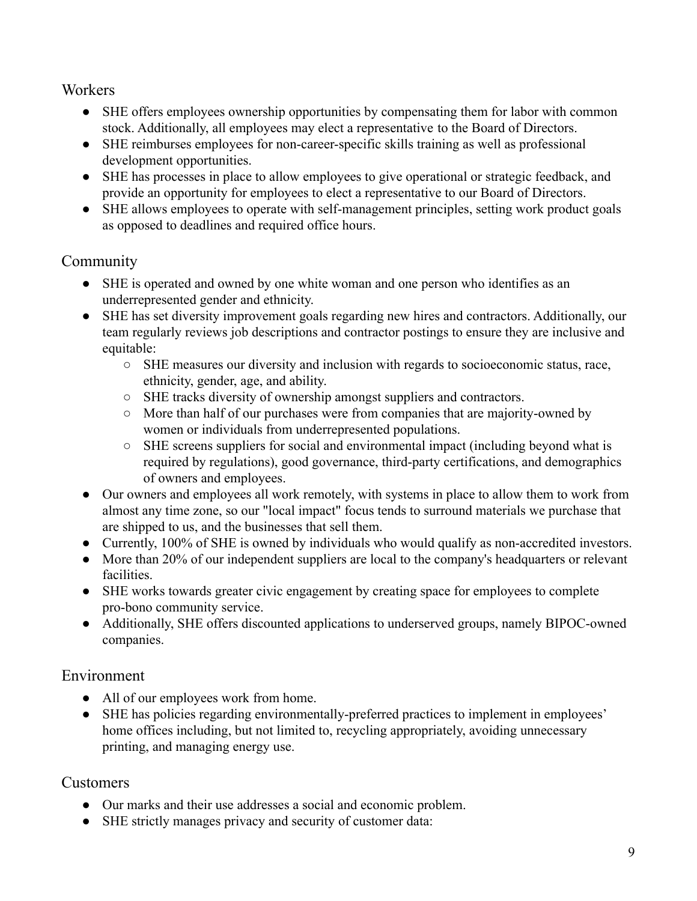## Workers

- SHE offers employees ownership opportunities by compensating them for labor with common stock. Additionally, all employees may elect a representative to the Board of Directors.
- SHE reimburses employees for non-career-specific skills training as well as professional development opportunities.
- SHE has processes in place to allow employees to give operational or strategic feedback, and provide an opportunity for employees to elect a representative to our Board of Directors.
- SHE allows employees to operate with self-management principles, setting work product goals as opposed to deadlines and required office hours.

## Community

- SHE is operated and owned by one white woman and one person who identifies as an underrepresented gender and ethnicity.
- SHE has set diversity improvement goals regarding new hires and contractors. Additionally, our team regularly reviews job descriptions and contractor postings to ensure they are inclusive and equitable:
  - SHE measures our diversity and inclusion with regards to socioeconomic status, race, ethnicity, gender, age, and ability.
  - SHE tracks diversity of ownership amongst suppliers and contractors.
  - More than half of our purchases were from companies that are majority-owned by women or individuals from underrepresented populations.
  - SHE screens suppliers for social and environmental impact (including beyond what is required by regulations), good governance, third-party certifications, and demographics of owners and employees.
- Our owners and employees all work remotely, with systems in place to allow them to work from almost any time zone, so our "local impact" focus tends to surround materials we purchase that are shipped to us, and the businesses that sell them.
- Currently, 100% of SHE is owned by individuals who would qualify as non-accredited investors.
- More than 20% of our independent suppliers are local to the company's headquarters or relevant facilities.
- SHE works towards greater civic engagement by creating space for employees to complete pro-bono community service.
- Additionally, SHE offers discounted applications to underserved groups, namely BIPOC-owned companies.

## Environment

- All of our employees work from home.
- SHE has policies regarding environmentally-preferred practices to implement in employees' home offices including, but not limited to, recycling appropriately, avoiding unnecessary printing, and managing energy use.

## Customers

- Our marks and their use addresses a social and economic problem.
- SHE strictly manages privacy and security of customer data: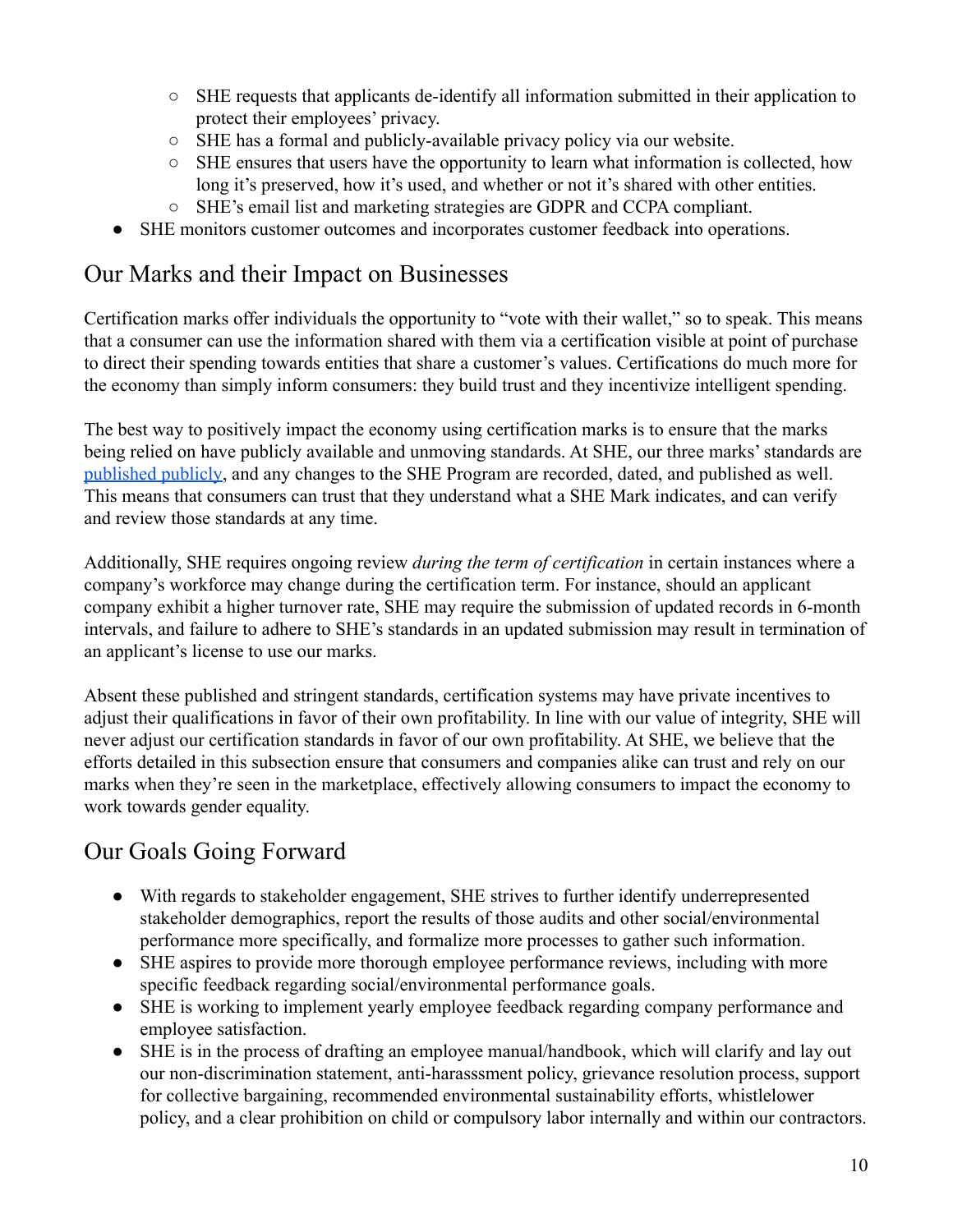- SHE requests that applicants de-identify all information submitted in their application to protect their employees' privacy.
    - SHE has a formal and publicly-available privacy policy via our website.
    - SHE ensures that users have the opportunity to learn what information is collected, how long it's preserved, how it's used, and whether or not it's shared with other entities.
    - SHE's email list and marketing strategies are GDPR and CCPA compliant.
- SHE monitors customer outcomes and incorporates customer feedback into operations.

## Our Marks and their Impact on Businesses

Certification marks offer individuals the opportunity to "vote with their wallet," so to speak. This means that a consumer can use the information shared with them via a certification visible at point of purchase to direct their spending towards entities that share a customer's values. Certifications do much more for the economy than simply inform consumers: they build trust and they incentivize intelligent spending.

The best way to positively impact the economy using certification marks is to ensure that the marks being relied on have publicly available and unmoving standards. At SHE, our three marks' standards are published publicly, and any changes to the SHE Program are recorded, dated, and published as well. This means that consumers can trust that they understand what a SHE Mark indicates, and can verify and review those standards at any time.

Additionally, SHE requires ongoing review *during the term of certification* in certain instances where a company's workforce may change during the certification term. For instance, should an applicant company exhibit a higher turnover rate, SHE may require the submission of updated records in 6-month intervals, and failure to adhere to SHE's standards in an updated submission may result in termination of an applicant's license to use our marks.

Absent these published and stringent standards, certification systems may have private incentives to adjust their qualifications in favor of their own profitability. In line with our value of integrity, SHE will never adjust our certification standards in favor of our own profitability. At SHE, we believe that the efforts detailed in this subsection ensure that consumers and companies alike can trust and rely on our marks when they're seen in the marketplace, effectively allowing consumers to impact the economy to work towards gender equality.

## Our Goals Going Forward

- With regards to stakeholder engagement, SHE strives to further identify underrepresented stakeholder demographics, report the results of those audits and other social/environmental performance more specifically, and formalize more processes to gather such information.
- SHE aspires to provide more thorough employee performance reviews, including with more specific feedback regarding social/environmental performance goals.
- SHE is working to implement yearly employee feedback regarding company performance and employee satisfaction.
- SHE is in the process of drafting an employee manual/handbook, which will clarify and lay out our non-discrimination statement, anti-harasssment policy, grievance resolution process, support for collective bargaining, recommended environmental sustainability efforts, whistlelower policy, and a clear prohibition on child or compulsory labor internally and within our contractors.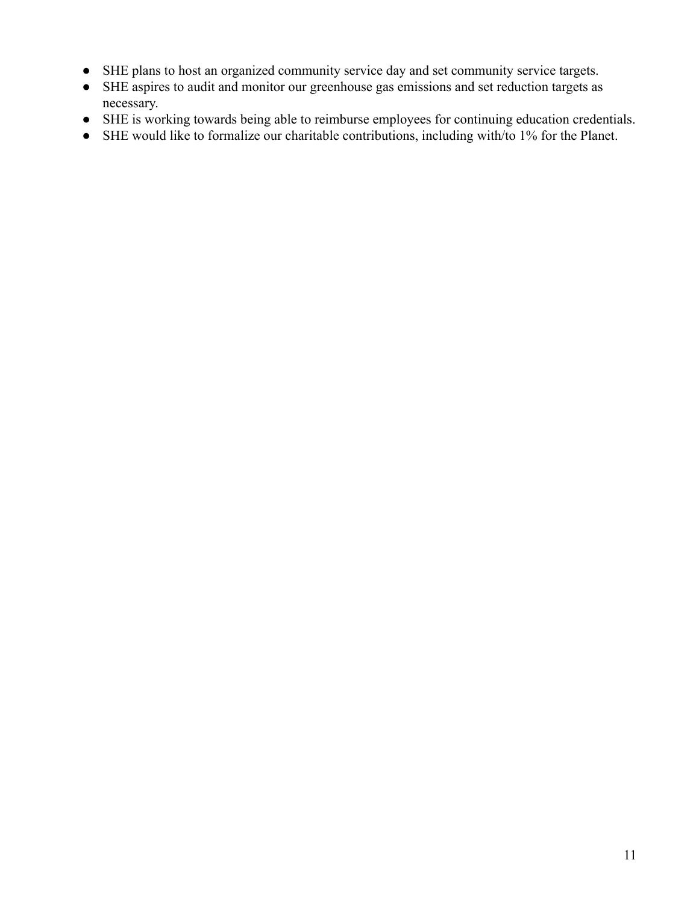- SHE plans to host an organized community service day and set community service targets.
- SHE aspires to audit and monitor our greenhouse gas emissions and set reduction targets as necessary.
- SHE is working towards being able to reimburse employees for continuing education credentials.
- SHE would like to formalize our charitable contributions, including with/to 1% for the Planet.